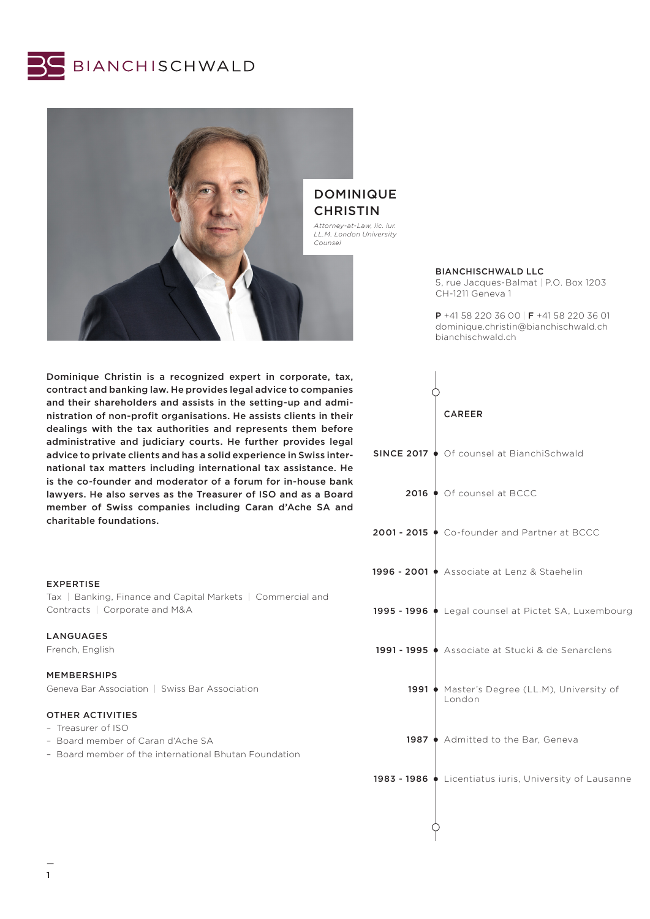BIANCHISCHWALD

# DOMINIQUE CHRISTIN

*Attorney-at-Law, lic. iur.*
*LL.M. London University*
*Counsel*

**BIANCHISCHWALD LLC**
5, rue Jacques-Balmat | P.O. Box 1203
CH-1211 Geneva 1

**P** +41 58 220 36 00 | **F** +41 58 220 36 01
dominique.christin@bianchischwald.ch
bianchischwald.ch

**Dominique Christin is a recognized expert in corporate, tax, contract and banking law. He provides legal advice to companies and their shareholders and assists in the setting-up and administration of non-profit organisations. He assists clients in their dealings with the tax authorities and represents them before administrative and judiciary courts. He further provides legal advice to private clients and has a solid experience in Swiss international tax matters including international tax assistance. He is the co-founder and moderator of a forum for in-house bank lawyers. He also serves as the Treasurer of ISO and as a Board member of Swiss companies including Caran d'Ache SA and charitable foundations.**

## EXPERTISE

Tax | Banking, Finance and Capital Markets | Commercial and Contracts | Corporate and M&A

## LANGUAGES

French, English

## MEMBERSHIPS

Geneva Bar Association | Swiss Bar Association

## OTHER ACTIVITIES

- Treasurer of ISO
- Board member of Caran d'Ache SA
- Board member of the international Bhutan Foundation

## CAREER

- **SINCE 2017** Of counsel at BianchiSchwald
- **2016** Of counsel at BCCC
- **2001 - 2015** Co-founder and Partner at BCCC
- **1996 - 2001** Associate at Lenz & Staehelin
- **1995 - 1996** Legal counsel at Pictet SA, Luxembourg
- **1991 - 1995** Associate at Stucki & de Senarclens
- **1991** Master's Degree (LL.M), University of London
- **1987** Admitted to the Bar, Geneva
- **1983 - 1986** Licentiatus iuris, University of Lausanne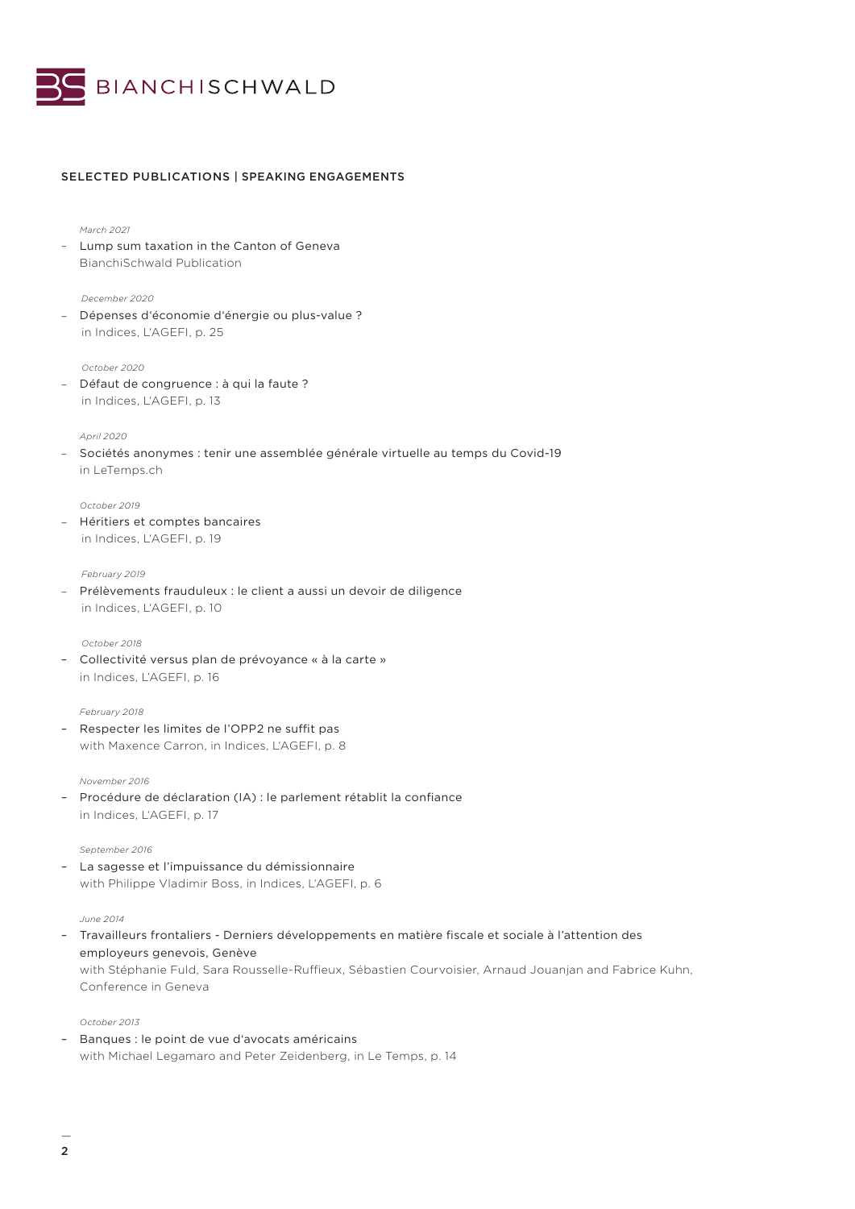## SELECTED PUBLICATIONS | SPEAKING ENGAGEMENTS

*March 2021*

- Lump sum taxation in the Canton of Geneva  
  BianchiSchwald Publication

*December 2020*

- Dépenses d'économie d'énergie ou plus-value ?  
  in Indices, L'AGEFI, p. 25

*October 2020*

- Défaut de congruence : à qui la faute ?  
  in Indices, L'AGEFI, p. 13

*April 2020*

- Sociétés anonymes : tenir une assemblée générale virtuelle au temps du Covid-19  
  in LeTemps.ch

*October 2019*

- Héritiers et comptes bancaires  
  in Indices, L'AGEFI, p. 19

*February 2019*

- Prélèvements frauduleux : le client a aussi un devoir de diligence  
  in Indices, L'AGEFI, p. 10

*October 2018*

- Collectivité versus plan de prévoyance « à la carte »  
  in Indices, L'AGEFI, p. 16

*February 2018*

- Respecter les limites de l'OPP2 ne suffit pas  
  with Maxence Carron, in Indices, L'AGEFI, p. 8

*November 2016*

- Procédure de déclaration (IA) : le parlement rétablit la confiance  
  in Indices, L'AGEFI, p. 17

*September 2016*

- La sagesse et l'impuissance du démissionnaire  
  with Philippe Vladimir Boss, in Indices, L'AGEFI, p. 6

*June 2014*

- Travailleurs frontaliers - Derniers développements en matière fiscale et sociale à l'attention des employeurs genevois, Genève  
  with Stéphanie Fuld, Sara Rousselle-Ruffieux, Sébastien Courvoisier, Arnaud Jouanjan and Fabrice Kuhn, Conference in Geneva

*October 2013*

- Banques : le point de vue d'avocats américains  
  with Michael Legamaro and Peter Zeidenberg, in Le Temps, p. 14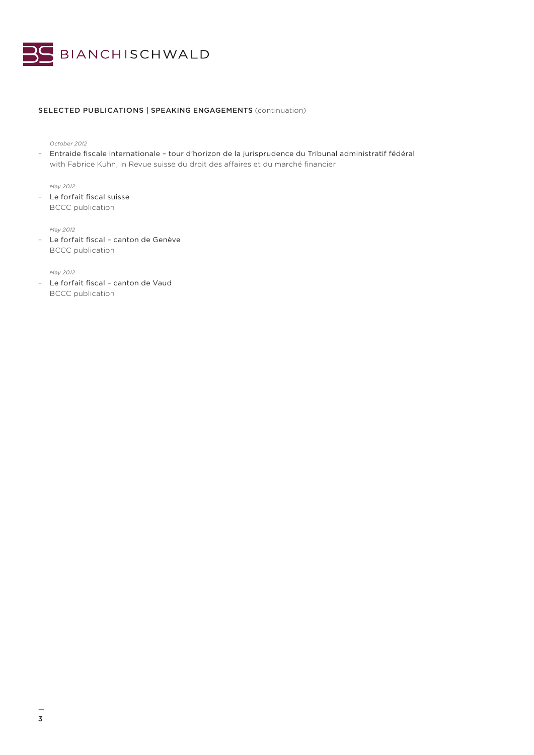**SELECTED PUBLICATIONS | SPEAKING ENGAGEMENTS** (continuation)

*October 2012*

- Entraide fiscale internationale – tour d'horizon de la jurisprudence du Tribunal administratif fédéral
  with Fabrice Kuhn, in Revue suisse du droit des affaires et du marché financier

*May 2012*

- Le forfait fiscal suisse
  BCCC publication

*May 2012*

- Le forfait fiscal – canton de Genève
  BCCC publication

*May 2012*

- Le forfait fiscal – canton de Vaud
  BCCC publication